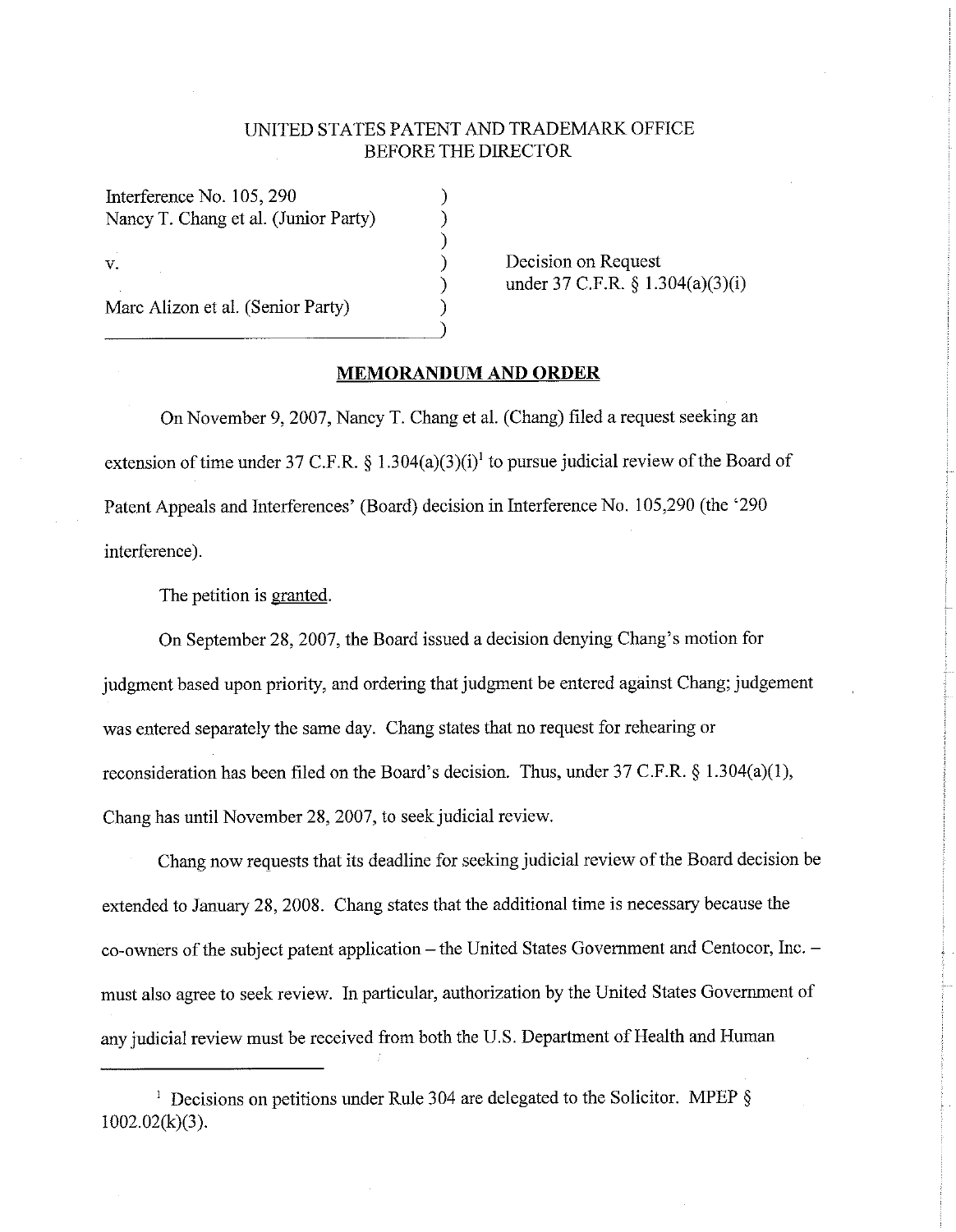UNITED STATES PATENT AND TRADEMARK OFFICE
BEFORE THE DIRECTOR

Interference No. 105, 290
Nancy T. Chang et al. (Junior Party)

v.

Marc Alizon et al. (Senior Party)

Decision on Request under 37 C.F.R. § 1.304(a)(3)(i)

## MEMORANDUM AND ORDER

On November 9, 2007, Nancy T. Chang et al. (Chang) filed a request seeking an extension of time under 37 C.F.R. § 1.304(a)(3)(i)[1] to pursue judicial review of the Board of Patent Appeals and Interferences' (Board) decision in Interference No. 105,290 (the '290 interference).

The petition is granted.

On September 28, 2007, the Board issued a decision denying Chang's motion for judgment based upon priority, and ordering that judgment be entered against Chang; judgement was entered separately the same day. Chang states that no request for rehearing or reconsideration has been filed on the Board's decision. Thus, under 37 C.F.R. § 1.304(a)(1), Chang has until November 28, 2007, to seek judicial review.

Chang now requests that its deadline for seeking judicial review of the Board decision be extended to January 28, 2008. Chang states that the additional time is necessary because the co-owners of the subject patent application – the United States Government and Centocor, Inc. – must also agree to seek review. In particular, authorization by the United States Government of any judicial review must be received from both the U.S. Department of Health and Human

[1] Decisions on petitions under Rule 304 are delegated to the Solicitor. MPEP § 1002.02(k)(3).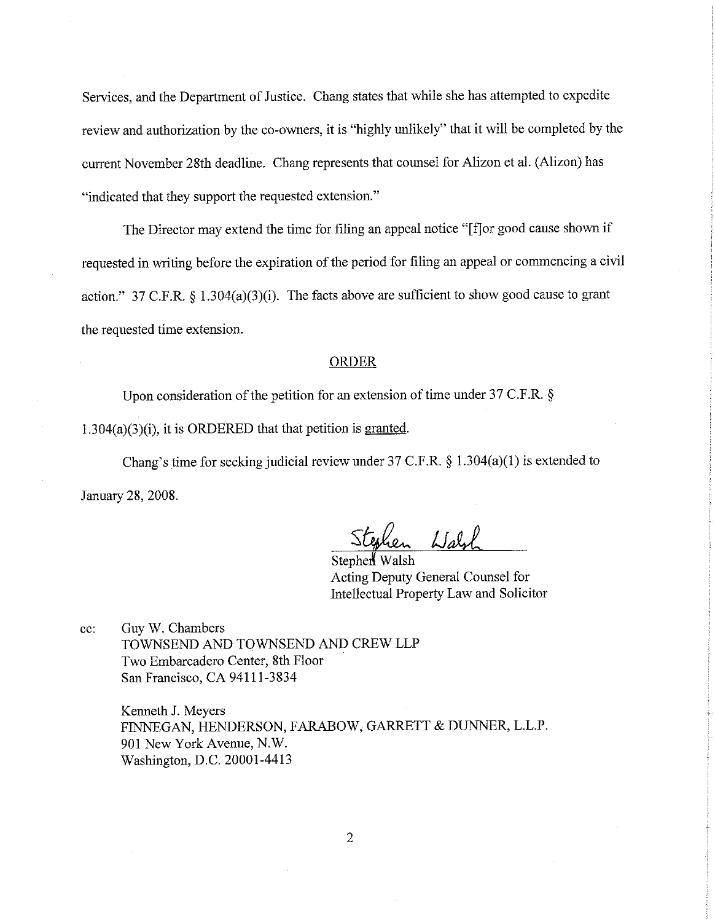Services, and the Department of Justice. Chang states that while she has attempted to expedite review and authorization by the co-owners, it is "highly unlikely" that it will be completed by the current November 28th deadline. Chang represents that counsel for Alizon et al. (Alizon) has "indicated that they support the requested extension."

The Director may extend the time for filing an appeal notice "[f]or good cause shown if requested in writing before the expiration of the period for filing an appeal or commencing a civil action." 37 C.F.R. § 1.304(a)(3)(i). The facts above are sufficient to show good cause to grant the requested time extension.

## ORDER

Upon consideration of the petition for an extension of time under 37 C.F.R. § 1.304(a)(3)(i), it is ORDERED that that petition is granted.

Chang's time for seeking judicial review under 37 C.F.R. § 1.304(a)(1) is extended to January 28, 2008.

Stephen Walsh
Acting Deputy General Counsel for
Intellectual Property Law and Solicitor

cc: Guy W. Chambers
TOWNSEND AND TOWNSEND AND CREW LLP
Two Embarcadero Center, 8th Floor
San Francisco, CA 94111-3834

Kenneth J. Meyers
FINNEGAN, HENDERSON, FARABOW, GARRETT & DUNNER, L.L.P.
901 New York Avenue, N.W.
Washington, D.C. 20001-4413